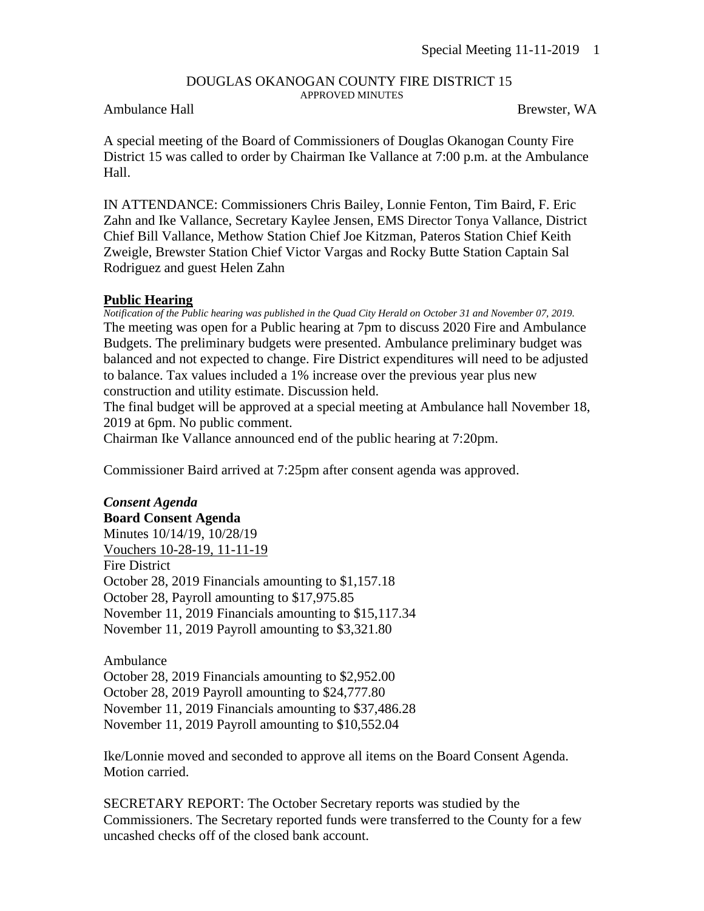DOUGLAS OKANOGAN COUNTY FIRE DISTRICT 15

APPROVED MINUTES

Ambulance Hall                                                                                    Brewster, WA

A special meeting of the Board of Commissioners of Douglas Okanogan County Fire District 15 was called to order by Chairman Ike Vallance at 7:00 p.m. at the Ambulance Hall.

IN ATTENDANCE: Commissioners Chris Bailey, Lonnie Fenton, Tim Baird, F. Eric Zahn and Ike Vallance, Secretary Kaylee Jensen, EMS Director Tonya Vallance, District Chief Bill Vallance, Methow Station Chief Joe Kitzman, Pateros Station Chief Keith Zweigle, Brewster Station Chief Victor Vargas and Rocky Butte Station Captain Sal Rodriguez and guest Helen Zahn

**Public Hearing**

*Notification of the Public hearing was published in the Quad City Herald on October 31 and November 07, 2019.*

The meeting was open for a Public hearing at 7pm to discuss 2020 Fire and Ambulance Budgets. The preliminary budgets were presented. Ambulance preliminary budget was balanced and not expected to change. Fire District expenditures will need to be adjusted to balance. Tax values included a 1% increase over the previous year plus new construction and utility estimate. Discussion held.

The final budget will be approved at a special meeting at Ambulance hall November 18, 2019 at 6pm. No public comment.

Chairman Ike Vallance announced end of the public hearing at 7:20pm.

Commissioner Baird arrived at 7:25pm after consent agenda was approved.

***Consent Agenda***

**Board Consent Agenda**

Minutes 10/14/19, 10/28/19

Vouchers 10-28-19, 11-11-19

Fire District

October 28, 2019 Financials amounting to $1,157.18

October 28, Payroll amounting to $17,975.85

November 11, 2019 Financials amounting to $15,117.34

November 11, 2019 Payroll amounting to $3,321.80

Ambulance

October 28, 2019 Financials amounting to $2,952.00

October 28, 2019 Payroll amounting to $24,777.80

November 11, 2019 Financials amounting to $37,486.28

November 11, 2019 Payroll amounting to $10,552.04

Ike/Lonnie moved and seconded to approve all items on the Board Consent Agenda. Motion carried.

SECRETARY REPORT: The October Secretary reports was studied by the Commissioners. The Secretary reported funds were transferred to the County for a few uncashed checks off of the closed bank account.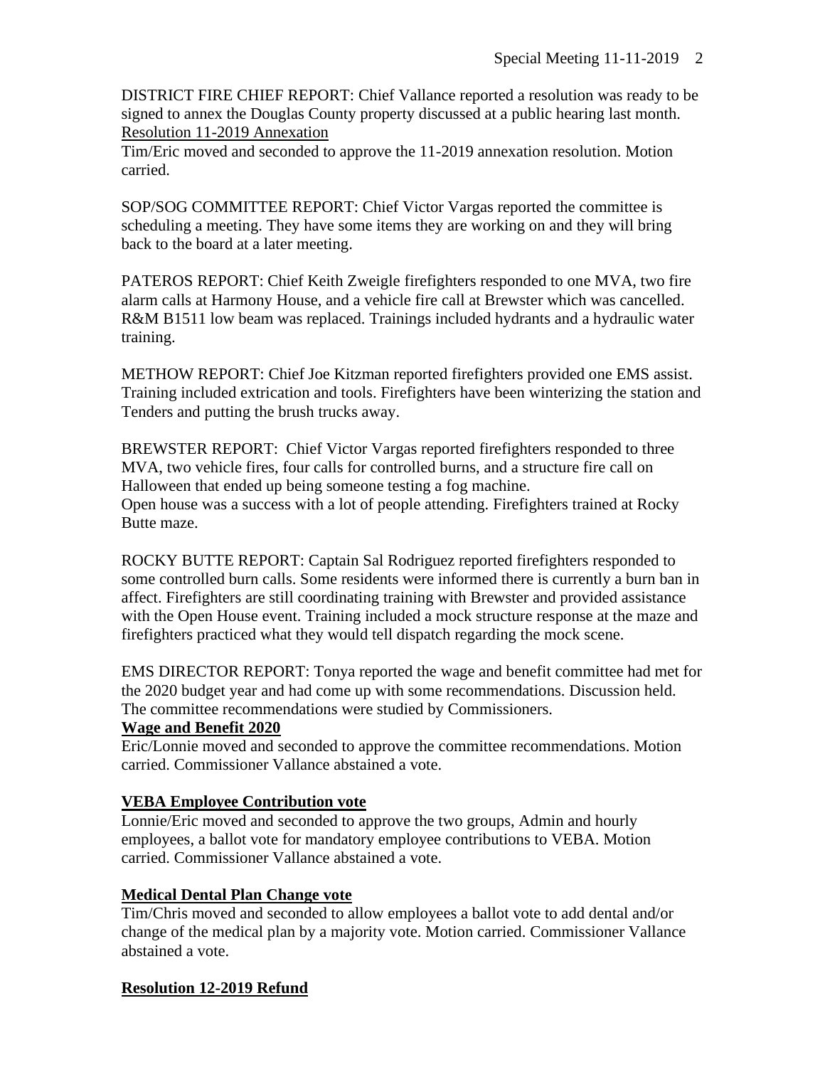DISTRICT FIRE CHIEF REPORT: Chief Vallance reported a resolution was ready to be signed to annex the Douglas County property discussed at a public hearing last month.
Resolution 11-2019 Annexation
Tim/Eric moved and seconded to approve the 11-2019 annexation resolution. Motion carried.

SOP/SOG COMMITTEE REPORT: Chief Victor Vargas reported the committee is scheduling a meeting. They have some items they are working on and they will bring back to the board at a later meeting.

PATEROS REPORT: Chief Keith Zweigle firefighters responded to one MVA, two fire alarm calls at Harmony House, and a vehicle fire call at Brewster which was cancelled. R&M B1511 low beam was replaced. Trainings included hydrants and a hydraulic water training.

METHOW REPORT: Chief Joe Kitzman reported firefighters provided one EMS assist. Training included extrication and tools. Firefighters have been winterizing the station and Tenders and putting the brush trucks away.

BREWSTER REPORT: Chief Victor Vargas reported firefighters responded to three MVA, two vehicle fires, four calls for controlled burns, and a structure fire call on Halloween that ended up being someone testing a fog machine.
Open house was a success with a lot of people attending. Firefighters trained at Rocky Butte maze.

ROCKY BUTTE REPORT: Captain Sal Rodriguez reported firefighters responded to some controlled burn calls. Some residents were informed there is currently a burn ban in affect. Firefighters are still coordinating training with Brewster and provided assistance with the Open House event. Training included a mock structure response at the maze and firefighters practiced what they would tell dispatch regarding the mock scene.

EMS DIRECTOR REPORT: Tonya reported the wage and benefit committee had met for the 2020 budget year and had come up with some recommendations. Discussion held. The committee recommendations were studied by Commissioners.

**Wage and Benefit 2020**

Eric/Lonnie moved and seconded to approve the committee recommendations. Motion carried. Commissioner Vallance abstained a vote.

**VEBA Employee Contribution vote**

Lonnie/Eric moved and seconded to approve the two groups, Admin and hourly employees, a ballot vote for mandatory employee contributions to VEBA. Motion carried. Commissioner Vallance abstained a vote.

**Medical Dental Plan Change vote**

Tim/Chris moved and seconded to allow employees a ballot vote to add dental and/or change of the medical plan by a majority vote. Motion carried. Commissioner Vallance abstained a vote.

**Resolution 12-2019 Refund**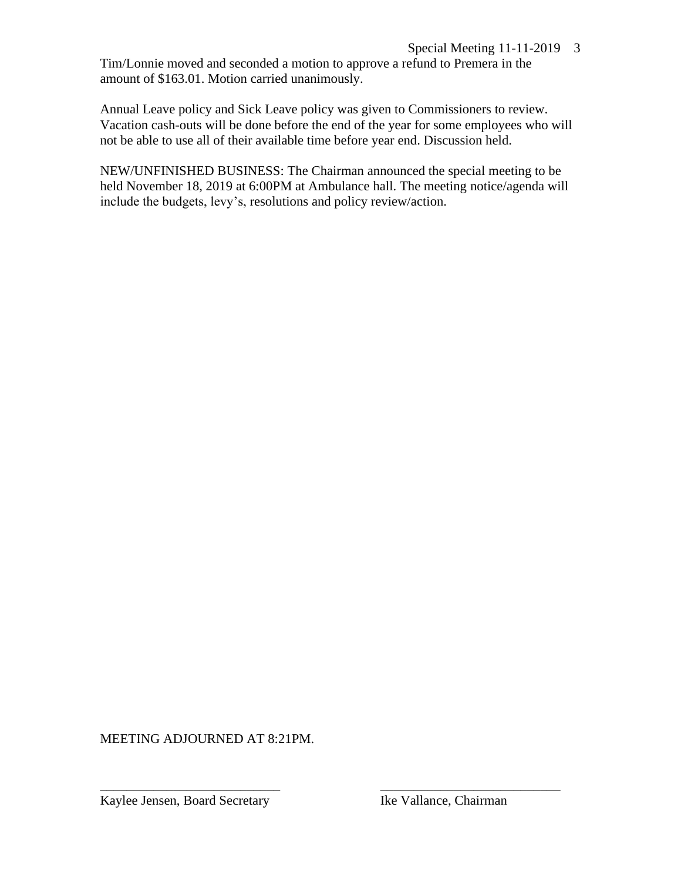Tim/Lonnie moved and seconded a motion to approve a refund to Premera in the amount of $163.01. Motion carried unanimously.

Annual Leave policy and Sick Leave policy was given to Commissioners to review. Vacation cash-outs will be done before the end of the year for some employees who will not be able to use all of their available time before year end. Discussion held.

NEW/UNFINISHED BUSINESS: The Chairman announced the special meeting to be held November 18, 2019 at 6:00PM at Ambulance hall. The meeting notice/agenda will include the budgets, levy's, resolutions and policy review/action.

MEETING ADJOURNED AT 8:21PM.

\_\_\_\_\_\_\_\_\_\_\_\_\_\_\_\_\_\_\_\_\_\_\_\_\_\_\_\_ \_\_\_\_\_\_\_\_\_\_\_\_\_\_\_\_\_\_\_\_\_\_\_\_\_\_\_\_

Kaylee Jensen, Board Secretary Ike Vallance, Chairman